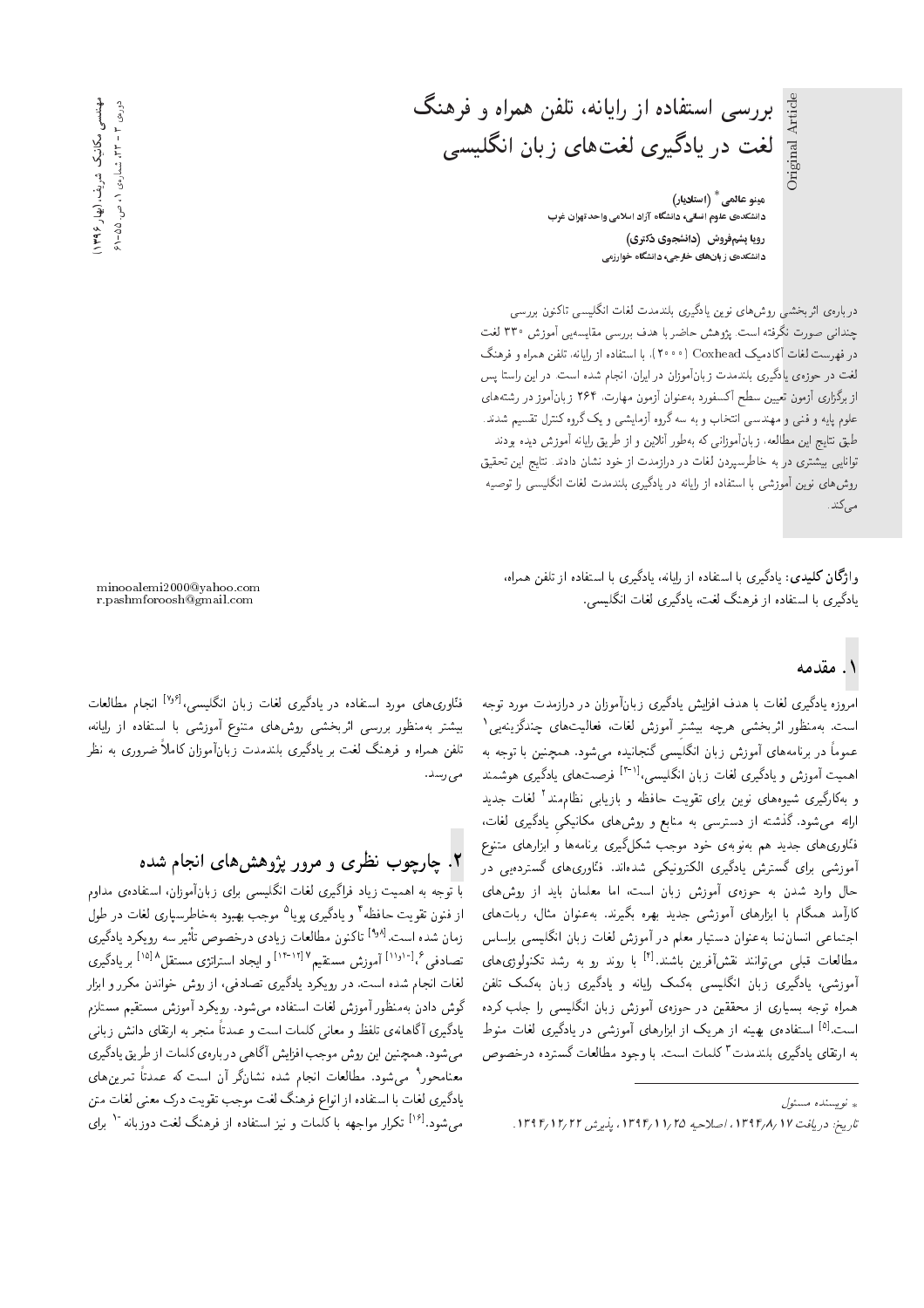# بررسی استفاده از رایانه، تلفن همراه و فرهنگ لغت در یادگیری لغت‌های زبان انگلیسی

Original Article

**مینو عالمی** * **(استادیار)**
دانشکده‌ی علوم انسانی، دانشگاه آزاد اسلامی واحد تهران غرب

**رویا پشم‌فروش (دانشجوی دکتری)**
دانشکده‌ی زبان‌های خارجی، دانشگاه خوارزمی

درباره‌ی اثربخشی روش‌های نوین یادگیری بلندمدت لغات انگلیسی تاکنون بررسی چندانی صورت نگرفته است. پژوهش حاضر با هدف بررسی مقایسه‌یی آموزش ۳۳۰ لغت در فهرست لغات آکادمیک Coxhead (۲۰۰۰)، با استفاده از رایانه، تلفن همراه و فرهنگ لغت در حوزه‌ی یادگیری بلندمدت زبان‌آموزان در ایران، انجام شده است. در این راستا پس از برگزاری آزمون تعیین سطح آکسفورد به‌عنوان آزمون مهارت، ۲۶۴ زبان‌آموز در رشته‌های علوم پایه و فنی و مهندسی انتخاب و به سه گروه آزمایشی و یک گروه کنترل تقسیم شدند. طبق نتایج این مطالعه، زبان‌آموزانی که به‌طور آنلاین و از طریق رایانه آموزش دیده بودند توانایی بیشتری در به خاطرسپردن لغات در درازمدت از خود نشان دادند. نتایج این تحقیق روش‌های نوین آموزشی با استفاده از رایانه در یادگیری بلندمدت لغات انگلیسی را توصیه می‌کند.

**واژگان کلیدی:** یادگیری با استفاده از رایانه، یادگیری با استفاده از تلفن همراه، یادگیری با استفاده از فرهنگ لغت، یادگیری لغات انگلیسی.

minooalemi2000@yahoo.com
r.pashmforoosh@gmail.com

## ۱. مقدمه

امروزه یادگیری لغات با هدف افزایش یادگیری زبان‌آموزان در درازمدت مورد توجه است. به‌منظور اثربخشی هرچه بیشتر آموزش لغات، فعالیت‌های چندگزینه‌یی[1] عموماً در برنامه‌های آموزش زبان انگلیسی گنجانیده می‌شود. همچنین با توجه به اهمیت آموزش و یادگیری لغات زبان انگلیسی،[۱-۳] فرصت‌های یادگیری هوشمند و به‌کارگیری شیوه‌های نوین برای تقویت حافظه و بازیابی نظام‌مند[2] لغات جدید ارائه می‌شود. گذشته از دسترسی به منابع و روش‌های مکانیکیِ یادگیری لغات، فناوری‌های جدید هم به‌نوبه‌ی خود موجب شکل‌گیری برنامه‌ها و ابزارهای متنوع آموزشی برای گسترش یادگیری الکترونیکی شده‌اند. فناوری‌های گسترده‌یی در حال وارد شدن به حوزه‌ی آموزش زبان است، اما معلمان باید از روش‌های کارآمد همگام با ابزارهای آموزشی جدید بهره بگیرند. به‌عنوان مثال، ربات‌های اجتماعی انسان‌نما به‌عنوان دستیار معلم در آموزش لغات زبان انگلیسی براساس مطالعات قبلی می‌توانند نقش‌آفرین باشند.[۴] با روند رو به رشد تکنولوژی‌های آموزشی، یادگیری زبان انگلیسی به‌کمک رایانه و یادگیری زبان به‌کمک تلفن همراه توجه بسیاری از محققین در حوزه‌ی آموزش زبان انگلیسی را جلب کرده است.[۵] استفاده‌ی بهینه از هریک از ابزارهای آموزشی در یادگیری لغات منوط به ارتقای یادگیری بلندمدت[3] کلمات است. با وجود مطالعات گسترده درخصوص فناوری‌های مورد استفاده در یادگیری لغات زبان انگلیسی،[۶و۷] انجام مطالعات بیشتر به‌منظور بررسی اثربخشی روش‌های متنوع آموزشی با استفاده از رایانه، تلفن همراه و فرهنگ لغت بر یادگیری بلندمدت زبان‌آموزان کاملاً ضروری به نظر می‌رسد.

## ۲. چارچوب نظری و مرور پژوهش‌های انجام شده

با توجه به اهمیت زیاد فراگیری لغات انگلیسی برای زبان‌آموزان، استفاده‌ی مداوم از فنون تقویت حافظه[4] و یادگیری پویا[5] موجب بهبود به‌خاطرسپاری لغات در طول زمان شده است.[۸و۹] تاکنون مطالعات زیادی درخصوص تأثیر سه رویکرد یادگیری تصادفی[6]،[۱۰و۱۱] آموزش مستقیم[7][۱۲-۱۴] و ایجاد استراتژی مستقل[8][۱۵] بر یادگیری لغات انجام شده است. در رویکرد یادگیری تصادفی، از روش خواندن مکرر و ابزار گوش دادن به‌منظور آموزش لغات استفاده می‌شود. رویکرد آموزش مستقیم مستلزم یادگیری آگاهانه‌ی تلفظ و معانی کلمات است و عمدتاً منجر به ارتقای دانش زبانی می‌شود. همچنین این روش موجب افزایش آگاهی درباره‌ی کلمات از طریق یادگیری معنامحور[9] می‌شود. مطالعات انجام شده نشانگر آن است که عمدتاً تمرین‌های یادگیری لغات با استفاده از انواع فرهنگ لغت موجب تقویت درک معنی لغات متن می‌شود.[۱۶] تکرار مواجهه با کلمات و نیز استفاده از فرهنگ لغت دوزبانه[10] برای

---

* نویسنده مسئول

تاریخ: دریافت ۱۷/۸/۱۳۹۴، اصلاحیه ۲۵/۱۱/۱۳۹۴، پذیرش ۲۲/۱۲/۱۳۹۴.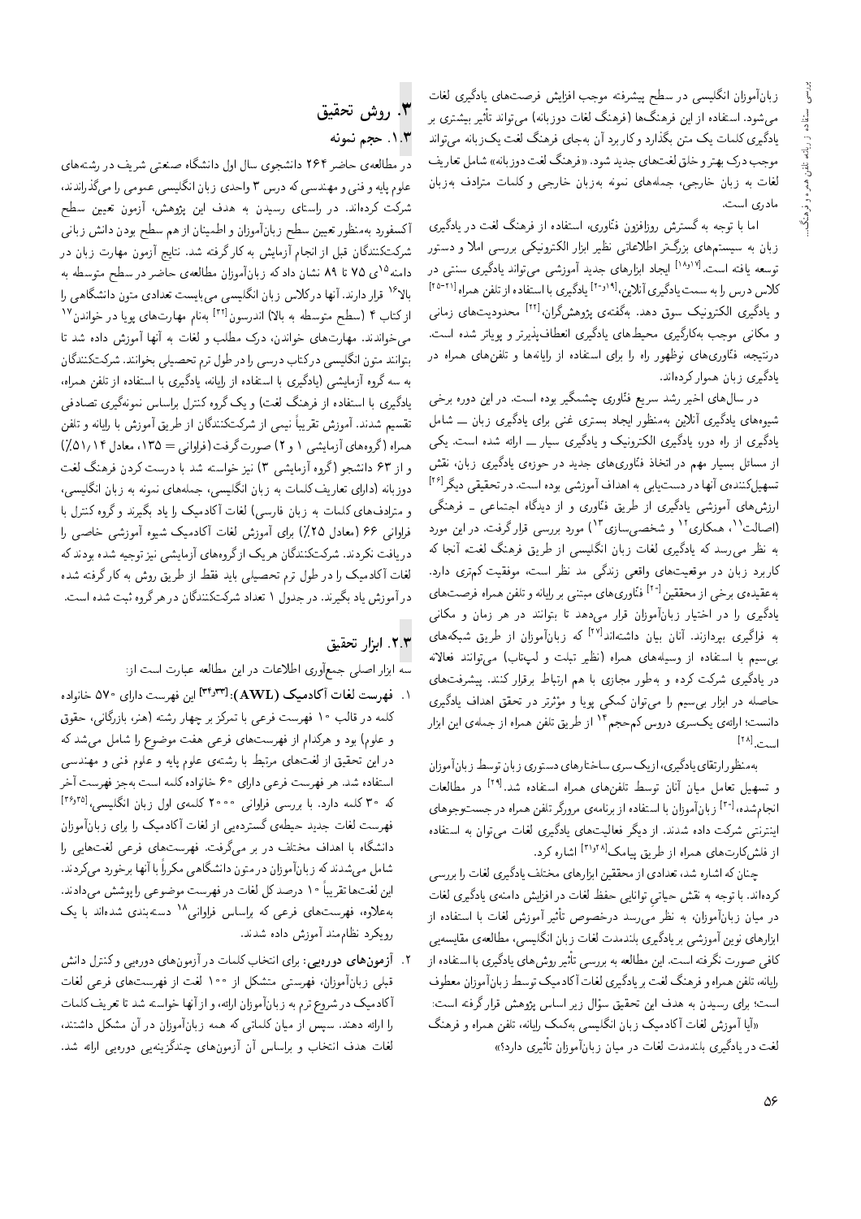زبان‌آموزان انگلیسی در سطح پیشرفته موجب افزایش فرصت‌های یادگیری لغات می‌شود. استفاده از این فرهنگ‌ها (فرهنگ لغات دوزبانه) می‌تواند تأثیر بیشتری بر یادگیری کلمات یک متن بگذارد و کاربرد آن به‌جای فرهنگ لغت یک‌زبانه می‌تواند موجب درک بهتر و خلق لغت‌های جدید شود. «فرهنگ لغت دوزبانه» شامل تعاریف لغات به زبان خارجی، جمله‌های نمونه به‌زبان خارجی و کلمات مترادف به‌زبان مادری است.

اما با توجه به گسترش روزافزون فناوری، استفاده از فرهنگ لغت در یادگیری زبان به سیستم‌های بزرگ‌تر اطلاعاتی نظیر ابزار الکترونیکی بررسی املا و دستور توسعه یافته است.[۱۷و۱۸] ایجاد ابزارهای جدید آموزشی می‌تواند یادگیری سنتی در کلاس درس را به سمت یادگیری آنلاین،[۱۹و۲۰] یادگیری با استفاده از تلفن همراه[۲۱-۲۵] و یادگیری الکترونیک سوق دهد. به‌گفته‌ی پژوهش‌گران،[۲۲] محدودیت‌های زمانی و مکانی موجب به‌کارگیری محیط‌های یادگیری انعطاف‌پذیرتر و پویاتر شده است. درنتیجه، فناوری‌های نوظهور راه را برای استفاده از رایانه‌ها و تلفن‌های همراه در یادگیری زبان هموار کرده‌اند.

در سال‌های اخیر رشد سریع فناوری چشمگیر بوده است. در این دوره برخی شیوه‌های یادگیری آنلاین به‌منظور ایجاد بستری غنی برای یادگیری زبان ــ شامل یادگیری از راه دور، یادگیری الکترونیک و یادگیری سیار ــ ارائه شده است. یکی از مسائل بسیار مهم در اتخاذ فناوری‌های جدید در حوزه‌ی یادگیری زبان، نقش تسهیل‌کننده‌ی آنها در دست‌یابی به اهداف آموزشی بوده است. در تحقیقی دیگر[۲۶] ارزش‌های آموزشی یادگیری از طریق فناوری و از دیدگاه اجتماعی ـ فرهنگی (اصالت[۱۱]، همکاری[۱۲] و شخصی‌سازی[۱۳]) مورد بررسی قرار گرفت. در این مورد به نظر می‌رسد که یادگیری لغات زبان انگلیسی از طریق فرهنگ لغت، آنجا که کاربرد زبان در موقعیت‌های واقعی زندگی مد نظر است، موفقیت کم‌تری دارد. به‌عقیده‌ی برخی از محققین[۲۰] فناوری‌های مبتنی بر رایانه و تلفن همراه فرصت‌های یادگیری را در اختیار زبان‌آموزان قرار می‌دهند تا بتوانند در هر زمان و مکانی به فراگیری بپردازند. آنان بیان داشته‌اند[۲۷] که زبان‌آموزان از طریق شبکه‌های بی‌سیم با استفاده از وسیله‌های همراه (نظیر تبلت و لپ‌تاپ) می‌توانند فعالانه در یادگیری شرکت کرده و به‌طور مجازی با هم ارتباط برقرار کنند. پیشرفت‌های حاصله در ابزار بی‌سیم را می‌توان کمکی پویا و مؤثرتر در تحقق اهداف یادگیری دانست؛ ارائه‌ی یک‌سری دروس کم‌حجم[۱۴] از طریق تلفن همراه از جمله‌ی این ابزار است.[۲۸]

به‌منظور ارتقای یادگیری، از یک‌سری ساختارهای دستوری زبان توسط زبان‌آموزان و تسهیل تعامل میان آنان توسط تلفن‌های همراه استفاده شد.[۲۹] در مطالعات انجام‌شده،[۳۰] زبان‌آموزان با استفاده از برنامه‌ی مرورگر تلفن همراه در جست‌وجوهای اینترنتی شرکت داده شدند. از دیگر فعالیت‌های یادگیری لغات می‌توان به استفاده از فلش‌کارت‌های همراه از طریق پیامک[۲۸و۳۱] اشاره کرد.

چنان که اشاره شد، تعدادی از محققین ابزارهای مختلف یادگیری لغات را بررسی کرده‌اند. با توجه به نقش حیاتی توانایی حفظ لغات در افزایش دامنه‌ی یادگیری لغات در میان زبان‌آموزان، به نظر می‌رسد درخصوص تأثیر آموزش لغات با استفاده از ابزارهای نوین آموزشی بر یادگیری بلندمدت لغات زبان انگلیسی، مطالعه‌ی مقایسه‌یی کافی صورت نگرفته است. این مطالعه به بررسی تأثیر روش‌های یادگیری با استفاده از رایانه، تلفن همراه و فرهنگ لغت بر یادگیری لغات آکادمیک توسط زبان‌آموزان معطوف است؛ برای رسیدن به هدف این تحقیق سؤال زیر اساس پژوهش قرار گرفته است:

«آیا آموزش لغات آکادمیک زبان انگلیسی به‌کمک رایانه، تلفن همراه و فرهنگ لغت در یادگیری بلندمدت لغات در میان زبان‌آموزان تأثیری دارد؟»

## ۳. روش تحقیق

### ۱.۳. حجم نمونه

در مطالعه‌ی حاضر ۲۶۴ دانشجوی سال اول دانشگاه صنعتی شریف در رشته‌های علوم پایه و فنی و مهندسی که درس ۳ واحدی زبان انگلیسی عمومی را می‌گذراندند، شرکت کرده‌اند. در راستای رسیدن به هدف این پژوهش، آزمون تعیین سطح آکسفورد به‌منظور تعیین سطح زبان‌آموزان و اطمینان از هم سطح بودن دانش زبانی شرکت‌کنندگان قبل از انجام آزمایش به کار گرفته شد. نتایج آزمون مهارت زبان در دامنه[۱۵]ی ۷۵ تا ۸۹ نشان داد که زبان‌آموزان مطالعه‌ی حاضر در سطح متوسطه به بالا[۱۶] قرار دارند. آنها در کلاس زبان انگلیسی می‌بایست تعدادی متون دانشگاهی را از کتاب ۴ (سطح متوسطه به بالا) اندرسون[۳۲] به‌نام مهارت‌های پویا در خواندن[۱۷] می‌خواندند. مهارت‌های خواندن، درک مطلب و لغات به آنها آموزش داده شد تا بتوانند متون انگلیسی در کتاب درسی را در طول ترم تحصیلی بخوانند. شرکت‌کنندگان به سه گروه آزمایشی (یادگیری با استفاده از رایانه، یادگیری با استفاده از تلفن همراه، یادگیری با استفاده از فرهنگ لغت) و یک گروه کنترل براساس نمونه‌گیری تصادفی تقسیم شدند. آموزش تقریباً نیمی از شرکت‌کنندگان از طریق آموزش با رایانه و تلفن همراه (گروه‌های آزمایشی ۱ و ۲) صورت گرفت (فراوانی = ۱۳۵، معادل ۵۱٫۱۴٪) و از ۶۳ دانشجو (گروه آزمایشی ۳) نیز خواسته شد با درست کردن فرهنگ لغت دوزبانه (دارای تعاریف کلمات به زبان انگلیسی، جمله‌های نمونه به زبان انگلیسی، و مترادف‌های کلمات به زبان فارسی) لغات آکادمیک را یاد بگیرند و گروه کنترل با فراوانی ۶۶ (معادل ۲۵٪) برای آموزش لغات آکادمیک شیوه آموزشی خاصی را دریافت نکردند. شرکت‌کنندگان هریک ازگروه‌های آزمایشی نیز توجیه شده بودند که لغات آکادمیک را در طول ترم تحصیلی باید فقط از طریق روش به کار گرفته شده در آموزش یاد بگیرند. در جدول ۱ تعداد شرکت‌کنندگان در هر گروه ثبت شده است.

### ۲.۳. ابزار تحقیق

سه ابزار اصلی جمع‌آوری اطلاعات در این مطالعه عبارت است از:

۱. **فهرست لغات آکادمیک (AWL):**[۳۳و۳۴] این فهرست دارای ۵۷۰ خانواده کلمه در قالب ۱۰ فهرست فرعی با تمرکز بر چهار رشته (هنر، بازرگانی، حقوق و علوم) بود و هرکدام از فهرست‌های فرعی هفت موضوع را شامل می‌شد که در این تحقیق از لغت‌های مرتبط با رشته‌ی علوم پایه و علوم فنی و مهندسی استفاده شد. هر فهرست فرعی دارای ۶۰ خانواده کلمه است به‌جز فهرست آخر که ۳۰ کلمه دارد. با بررسی فراوانی ۲۰۰۰ کلمه‌ی اول زبان انگلیسی،[۳۵و۳۶] فهرست لغات جدید حیطه‌ی گسترده‌یی از لغات آکادمیک را برای زبان‌آموزان دانشگاه با اهداف مختلف در بر می‌گرفت. فهرست‌های فرعی لغت‌هایی را شامل می‌شدند که زبان‌آموزان در متون دانشگاهی مکرراً با آنها برخورد می‌کردند. این لغت‌ها تقریباً ۱۰ درصد کل لغات در فهرست موضوعی را پوشش می‌دادند. به‌علاوه، فهرست‌های فرعی که براساس فراوانی[۱۸] دسته‌بندی شده‌اند با یک رویکرد نظام‌مند آموزش داده شدند.

۲. **آزمون‌های دوره‌یی:** برای انتخاب کلمات در آزمون‌های دوره‌یی و کنترل دانش قبلی زبان‌آموزان، فهرستی متشکل از ۱۰۰ لغت از فهرست‌های فرعی لغات آکادمیک در شروع ترم به زبان‌آموزان ارائه، و از آنها خواسته شد تا تعریف کلمات را ارائه دهند. سپس از میان کلماتی که همه زبان‌آموزان در آن مشکل داشتند، لغات هدف انتخاب و براساس آن آزمون‌های چندگزینه‌یی دوره‌یی ارائه شد.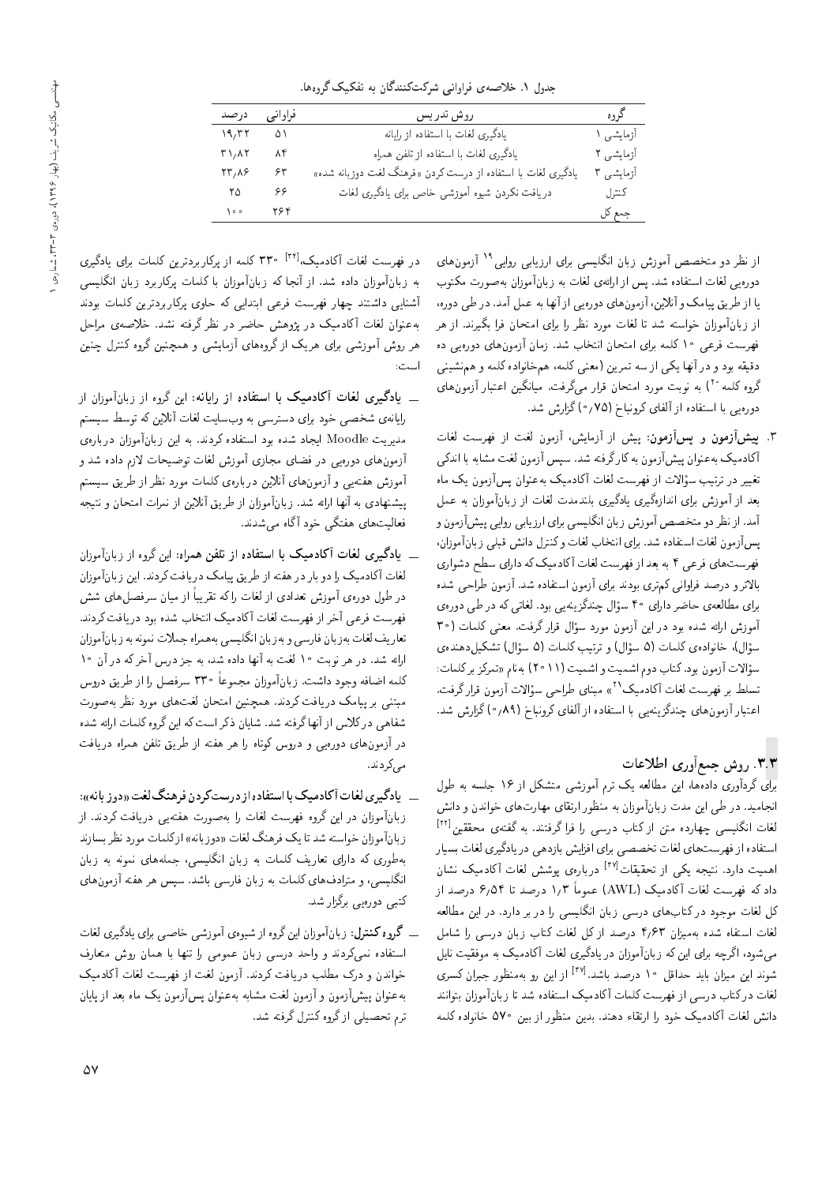جدول ۱. خلاصه‌ی فراوانی شرکت‌کنندگان به تفکیک گروه‌ها.

| گروه | روش تدریس | فراوانی | درصد |
|---|---|---|---|
| آزمایشی ۱ | یادگیری لغات با استفاده از رایانه | ۵۱ | ۱۹٫۳۲ |
| آزمایشی ۲ | یادگیری لغات با استفاده از تلفن همراه | ۸۴ | ۳۱٫۸۲ |
| آزمایشی ۳ | یادگیری لغات با استفاده از درست کردن «فرهنگ لغت دوزبانه شده» | ۶۳ | ۲۳٫۸۶ |
| کنترل | دریافت نکردن شیوه آموزشی خاص برای یادگیری لغات | ۶۶ | ۲۵ |
| جمع کل | | ۲۶۴ | ۱۰۰ |

از نظر دو متخصص آموزش زبان انگلیسی برای ارزیابی روایی[19] آزمون‌های دوره‌یی لغات استفاده شد. پس از ارائه‌ی لغات به زبان‌آموزان به‌صورت مکتوب یا از طریق پیامک و آنلاین، آزمون‌های دوره‌یی از آن‌ها به عمل آمد. در طی دوره، از زبان‌آموزان خواسته شد تا لغات مورد نظر را برای امتحان فرا بگیرند. از هر فهرست فرعی ۱۰ کلمه برای امتحان انتخاب شد. زمان آزمون‌های دوره‌یی ده دقیقه بود و در آن‌ها یکی از سه تمرین (معنی کلمه، هم‌خانواده کلمه و هم‌نشینی گروه کلمه[20]) به نوبت مورد امتحان قرار می‌گرفت. میانگین اعتبار آزمون‌های دوره‌یی با استفاده از آلفای کرونباخ (۰٫۷۵) گزارش شد.

۳. **پیش‌آزمون و پس‌آزمون:** پیش از آزمایش، آزمون لغت از فهرست لغات آکادمیک به‌عنوان پیش‌آزمون به کار گرفته شد. سپس آزمون لغت مشابه با اندکی تغییر در ترتیب سؤالات از فهرست لغات آکادمیک به‌عنوان پس‌آزمون یک ماه بعد از آموزش برای اندازه‌گیری یادگیری بلندمدت لغات از زبان‌آموزان به عمل آمد. از نظر دو متخصص آموزش زبان انگلیسی برای ارزیابی روایی پیش‌آزمون و پس‌آزمون لغات استفاده شد. برای انتخاب لغات و کنترل دانش قبلی زبان‌آموزان، فهرست‌های فرعی ۴ به بعد از فهرست لغات آکادمیک که دارای سطح دشواری بالاتر و درصد فراوانی کم‌تری بودند برای آزمون استفاده شد. آزمون طراحی شده برای مطالعه‌ی حاضر دارای ۴۰ سؤال چندگزینه‌یی بود. لغاتی که در طی دوره‌ی آموزش ارائه شده بود در این آزمون مورد سؤال قرار گرفت. معنی کلمات (۳۰ سؤال)، خانواده‌ی کلمات (۵ سؤال) و ترتیب کلمات (۵ سؤال) تشکیل‌دهنده‌ی سؤالات آزمون بود. کتاب دوم اشمیت و اشمیت (۲۰۱۱) به‌نام «تمرکز بر کلمات: تسلط بر فهرست لغات آکادمیک[21]» مبنای طراحی سؤالات آزمون قرار گرفت. اعتبار آزمون‌های چندگزینه‌یی با استفاده از آلفای کرونباخ (۰٫۸۹) گزارش شد.

## ۳.۳. روش جمع‌آوری اطلاعات

برای گردآوری داده‌ها، این مطالعه یک ترم آموزشی متشکل از ۱۶ جلسه به طول انجامید. در طی این مدت زبان‌آموزان به منظور ارتقای مهارت‌های خواندن و دانش لغات انگلیسی چهارده متن از کتاب درسی را فرا گرفتند. به گفته‌ی محققین[22] استفاده از فهرست‌های لغات تخصصی برای افزایش بازدهی در یادگیری لغات بسیار اهمیت دارد. نتیجه یکی از تحقیقات[23] درباره‌ی پوشش لغات آکادمیک نشان داد که فهرست لغات آکادمیک (AWL) عموماً ۱٫۳ درصد تا ۶٫۵۴ درصد از کل لغات موجود در کتاب‌های درسی زبان انگلیسی را در بر دارد. در این مطالعه لغات استفاده شده به‌میزان ۴٫۶۳ درصد از کل لغات کتاب زبان درسی را شامل می‌شود، اگرچه برای این که زبان‌آموزان در یادگیری لغات آکادمیک به موفقیت نایل شوند این میزان باید حداقل ۱۰ درصد باشد.[23] از این رو به‌منظور جبران کسری لغات در کتاب درسی از فهرست کلمات آکادمیک استفاده شد تا زبان‌آموزان بتوانند دانش لغات آکادمیک خود را ارتقاء دهند. بدین منظور از بین ۵۷۰ خانواده کلمه در فهرست لغات آکادمیک،[24] ۳۳۰ کلمه از پرکاربردترین کلمات برای یادگیری به زبان‌آموزان داده شد. از آن‌جا که زبان‌آموزان با کلمات پرکاربرد زبان انگلیسی آشنایی داشتند چهار فهرست فرعی ابتدایی که حاوی پرکاربردترین کلمات بودند به‌عنوان لغات آکادمیک در پژوهش حاضر در نظر گرفته نشد. خلاصه‌ی مراحل هر روش آموزشی برای هریک از گروه‌های آزمایشی و همچنین گروه کنترل چنین است:

- **یادگیری لغات آکادمیک با استفاده از رایانه:** این گروه از زبان‌آموزان از رایانه‌ی شخصی خود برای دسترسی به وب‌سایت لغات آنلاین که توسط سیستم مدیریت Moodle ایجاد شده بود استفاده کردند. به این زبان‌آموزان درباره‌ی آزمون‌های دوره‌یی در فضای مجازی توضیحات لازم داده شد و آموزش هفته‌یی و آزمون‌های آنلاین درباره‌ی کلمات مورد نظر از طریق سیستم پیشنهادی به آن‌ها ارائه شد. زبان‌آموزان از طریق آنلاین از نمرات امتحان و نتیجه فعالیت‌های هفتگی خود آگاه می‌شدند.

- **یادگیری لغات آکادمیک با استفاده از تلفن همراه:** این گروه از زبان‌آموزان لغات آکادمیک را دو بار در هفته از طریق پیامک دریافت کردند. این زبان‌آموزان در طول دوره‌ی آموزش تعدادی از لغات را که تقریباً از میان سرفصل‌های شش فهرست فرعی آخر از فهرست لغات آکادمیک انتخاب شده بود دریافت کردند. تعاریف لغات به‌زبان فارسی و به‌زبان انگلیسی به‌همراه جملات نمونه به زبان‌آموزان ارائه شد. در هر نوبت ۱۰ لغت به آن‌ها داده شد، به جز درس آخر که در آن ۱۰ کلمه اضافه وجود داشت. زبان‌آموزان مجموعاً ۳۳۰ سرفصل را از طریق دروس مبتنی بر پیامک دریافت کردند. همچنین امتحان لغت‌های مورد نظر به‌صورت شفاهی در کلاس از آن‌ها گرفته شد. شایان ذکر است که این گروه کلمات ارائه شده در آزمون‌های دوره‌یی و دروس کوتاه را هر هفته از طریق تلفن همراه دریافت می‌کردند.

- **یادگیری لغات آکادمیک با استفاده از درست‌کردن فرهنگ لغت «دوزبانه»:** زبان‌آموزان در این گروه فهرست لغات را به‌صورت هفته‌یی دریافت کردند. از زبان‌آموزان خواسته شد تا یک فرهنگ لغات «دوزبانه» از کلمات مورد نظر بسازند به‌طوری که دارای تعاریف کلمات به زبان انگلیسی، جمله‌های نمونه به زبان انگلیسی، و مترادف‌های کلمات به زبان فارسی باشد. سپس هر هفته آزمون‌های کتبی دوره‌یی برگزار شد.

- **گروه کنترل:** زبان‌آموزان این گروه از شیوه‌ی آموزشی خاصی برای یادگیری لغات استفاده نمی‌کردند و واحد درسی زبان عمومی را تنها با همان روش متعارف خواندن و درک مطلب دریافت کردند. آزمون لغت از فهرست لغات آکادمیک به‌عنوان پیش‌آزمون و آزمون لغت مشابه به‌عنوان پس‌آزمون یک ماه بعد از پایان ترم تحصیلی از گروه کنترل گرفته شد.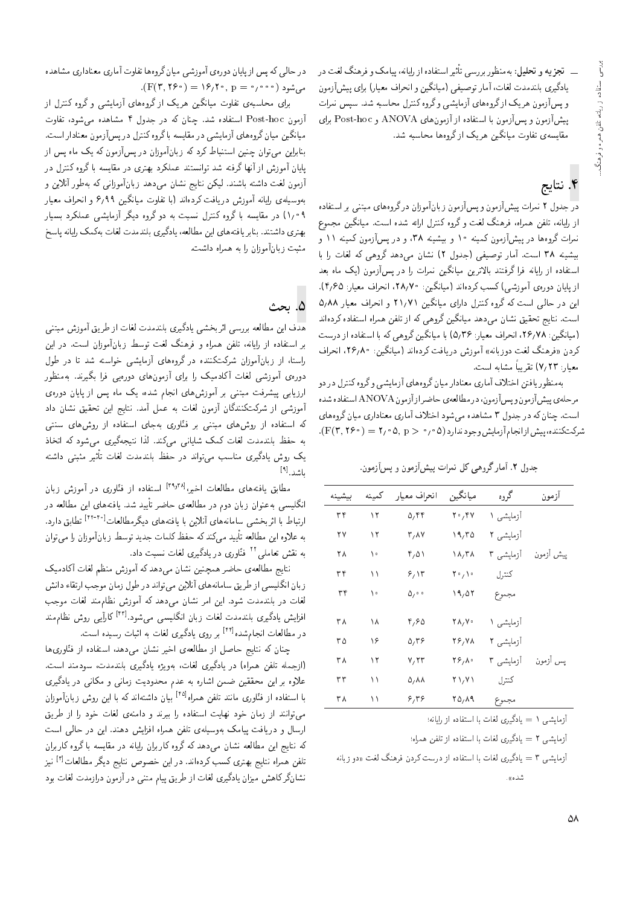ـــ **تجزیه و تحلیل:** به‌منظور بررسی تأثیر استفاده از رایانه، پیامک و فرهنگ لغت در یادگیری بلندمدت لغات، آمار توصیفی (میانگین و انحراف معیار) برای پیش‌آزمون و پس‌آزمون هریک از گروه‌های آزمایشی و گروه کنترل محاسبه شد. سپس نمرات پیش‌آزمون و پس‌آزمون با استفاده از آزمون‌های ANOVA و Post-hoc برای مقایسه‌ی تفاوت میانگین هریک از گروه‌ها محاسبه شد.

## ۴. نتایج

در جدول ۲ نمرات پیش‌آزمون و پس‌آزمون زبان‌آموزان در گروه‌های مبتنی بر استفاده از رایانه، تلفن همراه، فرهنگ لغت و گروه کنترل ارائه شده است. میانگین مجموع نمرات گروه‌ها در پیش‌آزمون کمینه ۱۰ و بیشینه ۳۸، و در پس‌آزمون کمینه ۱۱ و بیشینه ۳۸ است. آمار توصیفی (جدول ۲) نشان می‌دهد گروهی که لغات را با استفاده از رایانه فرا گرفتند بالاترین میانگین نمرات را در پس‌آزمون (یک ماه بعد از پایان دوره‌ی آموزشی) کسب کرده‌اند (میانگین: ۲۸٫۷۰، انحراف معیار: ۴٫۶۵). این در حالی است که گروه کنترل دارای میانگین ۲۱٫۷۱ و انحراف معیار ۵٫۸۸ است. نتایج تحقیق نشان می‌دهد میانگین گروهی که از تلفن همراه استفاده کرده‌اند (میانگین: ۲۶٫۷۸، انحراف معیار: ۵٫۳۶) با میانگین گروهی که با استفاده از درست کردن «فرهنگ لغت دوزبانه» آموزش دریافت کرده‌اند (میانگین: ۲۶٫۸۰، انحراف معیار: ۷٫۲۳) تقریباً مشابه است.

به‌منظور یافتن اختلاف آماری معنادار میان گروه‌های آزمایشی و گروه کنترل در دو مرحله‌ی پیش‌آزمون و پس‌آزمون، در مطالعه‌ی حاضر از آزمون ANOVA استفاده شده است. چنان که در جدول ۳ مشاهده می‌شود اختلاف آماری معناداری میان گروه‌های شرکت‌کننده، پیش از انجام آزمایش وجود ندارد ($F(3, 260) = 2.05,\ p > 0.05$).

جدول ۲. آمار گروهی کل نمرات پیش‌آزمون و پس‌آزمون.

| آزمون | گروه | میانگین | انحراف معیار | کمینه | بیشینه |
|---|---|---|---|---|---|
| پیش آزمون | آزمایشی ۱ | ۲۰٫۴۷ | ۵٫۴۴ | ۱۲ | ۳۴ |
| | آزمایشی ۲ | ۱۹٫۳۵ | ۳٫۸۷ | ۱۲ | ۲۷ |
| | آزمایشی ۳ | ۱۸٫۳۸ | ۴٫۵۱ | ۱۰ | ۲۸ |
| | کنترل | ۲۰٫۱۰ | ۶٫۱۳ | ۱۱ | ۳۴ |
| | مجموع | ۱۹٫۵۲ | ۵٫۰۰ | ۱۰ | ۳۴ |
| پس آزمون | آزمایشی ۱ | ۲۸٫۷۰ | ۴٫۶۵ | ۱۸ | ۳۸ |
| | آزمایشی ۲ | ۲۶٫۷۸ | ۵٫۳۶ | ۱۶ | ۳۵ |
| | آزمایشی ۳ | ۲۶٫۸۰ | ۷٫۲۳ | ۱۲ | ۳۸ |
| | کنترل | ۲۱٫۷۱ | ۵٫۸۸ | ۱۱ | ۳۳ |
| | مجموع | ۲۵٫۸۹ | ۶٫۳۶ | ۱۱ | ۳۸ |

آزمایشی ۱ = یادگیری لغات با استفاده از رایانه؛

آزمایشی ۲ = یادگیری لغات با استفاده از تلفن همراه؛

آزمایشی ۳ = یادگیری لغات با استفاده از درست کردن فرهنگ لغت «دو زبانه شده».

در حالی که پس از پایان دوره‌ی آموزشی میان گروه‌ها تفاوت آماری معناداری مشاهده می‌شود ($F(3, 260) = 16.20,\ p = 0.000$).

برای محاسبه‌ی تفاوت میانگین هریک از گروه‌های آزمایشی و گروه کنترل از آزمون Post-hoc استفاده شد. چنان که در جدول ۴ مشاهده می‌شود، تفاوت میانگین میان گروه‌های آزمایشی در مقایسه با گروه کنترل در پس‌آزمون معنادار است. بنابراین می‌توان چنین استنباط کرد که زبان‌آموزان در پس‌آزمون که یک ماه پس از پایان آموزش از آنها گرفته شد توانستند عملکرد بهتری در مقایسه با گروه کنترل در آزمون لغت داشته باشند. لیکن نتایج نشان می‌دهند زبان‌آموزانی که به‌طور آنلاین و به‌وسیله‌ی رایانه آموزش دریافت کرده‌اند (با تفاوت میانگین ۶٫۹۹ و انحراف معیار ۱٫۰۹) در مقایسه با گروه کنترل نسبت به دو گروه دیگر آزمایشی عملکرد بسیار بهتری داشتند. بنابر یافته‌های این مطالعه، یادگیری بلندمدت لغات به‌کمک رایانه پاسخ مثبت زبان‌آموزان را به همراه داشت.

## ۵. بحث

هدف این مطالعه بررسی اثربخشی یادگیری بلندمدت لغات از طریق آموزش مبتنی بر استفاده از رایانه، تلفن همراه و فرهنگ لغت توسط زبان‌آموزان است. در این راستا، از زبان‌آموزان شرکت‌کننده در گروه‌های آزمایشی خواسته شد تا در طول دوره‌ی آموزشی لغات آکادمیک را برای آزمون‌های دوره‌یی فرا بگیرند. به‌منظور ارزیابی پیشرفت مبتنی بر آموزش‌های انجام شده، یک ماه پس از پایان دوره‌ی آموزشی از شرکت‌کنندگان آزمون لغات به عمل آمد. نتایج این تحقیق نشان داد که استفاده از روش‌های مبتنی بر فناوری به‌جای استفاده از روش‌های سنتی به حفظ بلندمدت لغات کمک شایانی می‌کند. لذا نتیجه‌گیری می‌شود که اتخاذ یک روش یادگیری مناسب می‌تواند در حفظ بلندمدت لغات تأثیر مثبتی داشته باشد.[9]

مطابق یافته‌های مطالعات اخیر،[38و39] استفاده از فناوری در آموزش زبان انگلیسی به‌عنوان زبان دوم در مطالعه‌ی حاضر تأیید شد. یافته‌های این مطالعه در ارتباط با اثربخشی سامانه‌های آنلاین با یافته‌های دیگر مطالعات[40-42] تطابق دارد. به علاوه این مطالعه تأیید می‌کند که حفظ کلمات جدید توسط زبان‌آموزان را می‌توان به نقش تعاملی[21] فناوری در یادگیری لغات نسبت داد.

نتایج مطالعه‌ی حاضر همچنین نشان می‌دهد که آموزش منظم لغات آکادمیک زبان انگلیسی از طریق سامانه‌های آنلاین می‌تواند در طول زمان موجب ارتقاء دانش لغات در بلندمدت شود. این امر نشان می‌دهد که آموزش نظام‌مند لغات موجب افزایش یادگیری بلندمدت لغات زبان انگلیسی می‌شود.[43] کارآیی روش نظام‌مند در مطالعات انجام‌شده[44] بر روی یادگیری لغات به اثبات رسیده است.

چنان که نتایج حاصل از مطالعه‌ی اخیر نشان می‌دهد، استفاده از فناوری‌ها (ازجمله تلفن همراه) در یادگیری لغات، به‌ویژه یادگیری بلندمدت، سودمند است. علاوه بر این محققین ضمن اشاره به عدم محدودیت زمانی و مکانی در یادگیری با استفاده از فناوری مانند تلفن همراه[45] بیان داشته‌اند که با این روش زبان‌آموزان می‌توانند از زمان خود نهایت استفاده را ببرند و دامنه‌ی لغات خود را از طریق ارسال و دریافت پیامک به‌وسیله‌ی تلفن همراه افزایش دهند. این در حالی است که نتایج این مطالعه نشان می‌دهد که گروه کاربران رایانه در مقایسه با گروه کاربران تلفن همراه نتایج بهتری کسب کرده‌اند. در این خصوص نتایج دیگر مطالعات[3] نیز نشانگر کاهش میزان یادگیری لغات از طریق پیام متنی در آزمون درازمدت لغات بود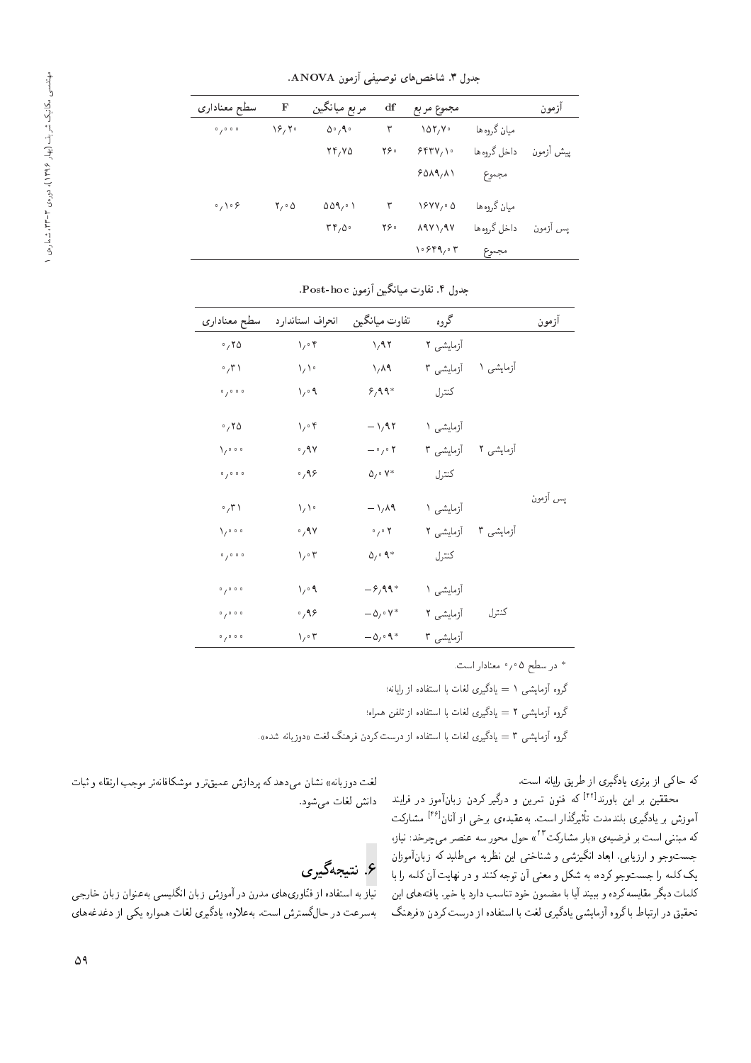جدول ۳. شاخص‌های توصیفی آزمون ANOVA.

| آزمون | | مجموع مربع | df | مربع میانگین | F | سطح معناداری |
|---|---|---|---|---|---|---|
| پیش آزمون | میان گروه‌ها | ۱۵۲٫۷۰ | ۳ | ۵۰٫۹۰ | ۱۶٫۲۰ | ۰٫۰۰۰ |
| | داخل گروه‌ها | ۶۴۳۷٫۱۰ | ۲۶۰ | ۲۴٫۷۵ | | |
| | مجموع | ۶۵۸۹٫۸۱ | | | | |
| پس آزمون | میان گروه‌ها | ۱۶۷۷٫۰۵ | ۳ | ۵۵۹٫۰۱ | ۲٫۰۵ | ۰٫۱۰۶ |
| | داخل گروه‌ها | ۸۹۷۱٫۹۷ | ۲۶۰ | ۳۴٫۵۰ | | |
| | مجموع | ۱۰۶۴۹٫۰۳ | | | | |

جدول ۴. تفاوت میانگین آزمون Post-hoc.

| آزمون | | گروه | تفاوت میانگین | انحراف استاندارد | سطح معناداری |
|---|---|---|---|---|---|
| پس آزمون | آزمایشی ۱ | آزمایشی ۲ | ۱٫۹۲ | ۱٫۰۴ | ۰٫۲۵ |
| | | آزمایشی ۳ | ۱٫۸۹ | ۱٫۱۰ | ۰٫۳۱ |
| | | کنترل | *۶٫۹۹ | ۱٫۰۹ | ۰٫۰۰۰ |
| | آزمایشی ۲ | آزمایشی ۱ | −۱٫۹۲ | ۱٫۰۴ | ۰٫۲۵ |
| | | آزمایشی ۳ | −۰٫۰۲ | ۰٫۹۷ | ۱٫۰۰۰ |
| | | کنترل | *۵٫۰۷ | ۰٫۹۶ | ۰٫۰۰۰ |
| | آزمایشی ۳ | آزمایشی ۱ | −۱٫۸۹ | ۱٫۱۰ | ۰٫۳۱ |
| | | آزمایشی ۲ | ۰٫۰۲ | ۰٫۹۷ | ۱٫۰۰۰ |
| | | کنترل | *۵٫۰۹ | ۱٫۰۳ | ۰٫۰۰۰ |
| | کنترل | آزمایشی ۱ | *−۶٫۹۹ | ۱٫۰۹ | ۰٫۰۰۰ |
| | | آزمایشی ۲ | *−۵٫۰۷ | ۰٫۹۶ | ۰٫۰۰۰ |
| | | آزمایشی ۳ | *−۵٫۰۹ | ۱٫۰۳ | ۰٫۰۰۰ |

* در سطح ۰٫۰۵ معنادار است.

گروه آزمایشی ۱ = یادگیری لغات با استفاده از رایانه؛

گروه آزمایشی ۲ = یادگیری لغات با استفاده از تلفن همراه؛

گروه آزمایشی ۳ = یادگیری لغات با استفاده از درست کردن فرهنگ لغت «دوزبانه شده».

که حاکی از برتری یادگیری از طریق رایانه است.

محققین بر این باورند[۲۲] که فنون تمرین و درگیر کردن زبان‌آموز در فرایند آموزش بر یادگیری بلندمدت تأثیرگذار است. به‌عقیده‌ی برخی از آنان[۲۶] مشارکت که مبتنی است بر فرضیه‌ی «بار مشارکت[۲۳]» حول محور سه عنصر می‌چرخد: نیاز، جست‌وجو و ارزیابی. ابعاد انگیزشی و شناختی این نظریه می‌طلبد که زبان‌آموزان یک کلمه را جست‌وجو کرده، به شکل و معنی آن توجه کنند و در نهایت آن کلمه را با کلمات دیگر مقایسه کرده و ببینند آیا با مضمون خود تناسب دارد یا خیر. یافته‌های این تحقیق در ارتباط با گروه آزمایشی یادگیری لغت با استفاده از درست کردن «فرهنگ لغت دوزبانه» نشان می‌دهد که پردازش عمیق‌تر و موشکافانه‌تر موجب ارتقاء و ثبات دانش لغات می‌شود.

## ۶. نتیجه‌گیری

نیاز به استفاده از فنّاوری‌های مدرن در آموزش زبان انگلیسی به‌عنوان زبان خارجی به‌سرعت در حال‌گسترش است. به‌علاوه، یادگیری لغات همواره یکی از دغدغه‌های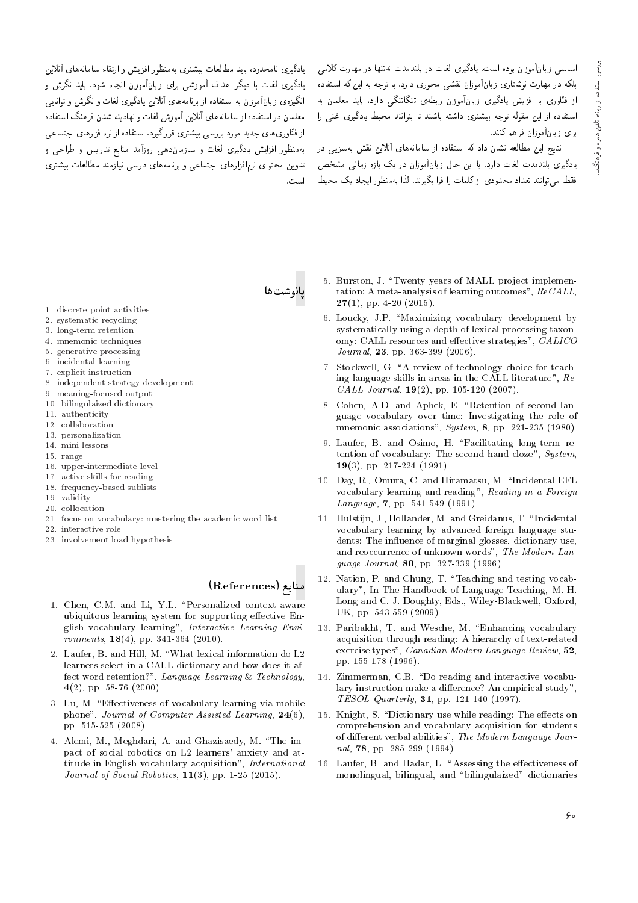اساسی زبان‌آموزان بوده است. یادگیری لغات در بلندمدت نه‌تنها در مهارت کلامی بلکه در مهارت نوشتاری زبان‌آموزان نقشی محوری دارد. با توجه به این که استفاده از فناوری با افزایش یادگیری زبان‌آموزان رابطه‌ی تنگاتنگی دارد، باید معلمان به استفاده از این مقوله توجه بیشتری داشته باشند تا بتوانند محیط یادگیری غنی را برای زبان‌آموزان فراهم کنند.

نتایج این مطالعه نشان داد که استفاده از سامانه‌های آنلاین نقش به‌سزایی در یادگیری بلندمدت لغات دارد. با این حال زبان‌آموزان در یک بازه زمانی مشخص فقط می‌توانند تعداد محدودی از کلمات را فرا بگیرند. لذا به‌منظور ایجاد یک محیط یادگیری نامحدود، باید مطالعات بیشتری به‌منظور افزایش و ارتقاء سامانه‌های آنلاین یادگیری لغات با دیگر اهداف آموزشی برای زبان‌آموزان انجام شود. باید نگرش و انگیزه‌ی زبان‌آموزان به استفاده از برنامه‌های آنلاین یادگیری لغات و نگرش و توانایی معلمان در استفاده از سامانه‌های آنلاین آموزش لغات و نهادینه شدن فرهنگ استفاده از فناوری‌های جدید مورد بررسی بیشتری قرارگیرد. استفاده از نرم‌افزارهای اجتماعی به‌منظور افزایش یادگیری لغات و سازمان‌دهی روزآمد منابع تدریس و طراحی و تدوین محتوای نرم‌افزارهای اجتماعی و برنامه‌های درسی نیازمند مطالعات بیشتری است.

## پانوشت‌ها

1. discrete-point activities
2. systematic recycling
3. long-term retention
4. mnemonic techniques
5. generative processing
6. incidental learning
7. explicit instruction
8. independent strategy development
9. meaning-focused output
10. bilingulaized dictionary
11. authenticity
12. collaboration
13. personalization
14. mini lessons
15. range
16. upper-intermediate level
17. active skills for reading
18. frequency-based sublists
19. validity
20. collocation
21. focus on vocabulary: mastering the academic word list
22. interactive role
23. involvement load hypothesis

## منابع (References)

1. Chen, C.M. and Li, Y.L. "Personalized context-aware ubiquitous learning system for supporting effective English vocabulary learning", *Interactive Learning Environments*, **18**(4), pp. 341-364 (2010).
2. Laufer, B. and Hill, M. "What lexical information do L2 learners select in a CALL dictionary and how does it affect word retention?", *Language Learning & Technology*, **4**(2), pp. 58-76 (2000).
3. Lu, M. "Effectiveness of vocabulary learning via mobile phone", *Journal of Computer Assisted Learning*, **24**(6), pp. 515-525 (2008).
4. Alemi, M., Meghdari, A. and Ghazisaedy, M. "The impact of social robotics on L2 learners' anxiety and attitude in English vocabulary acquisition", *International Journal of Social Robotics*, **11**(3), pp. 1-25 (2015).
5. Burston, J. "Twenty years of MALL project implementation: A meta-analysis of learning outcomes", *ReCALL*, **27**(1), pp. 4-20 (2015).
6. Loucky, J.P. "Maximizing vocabulary development by systematically using a depth of lexical processing taxonomy: CALL resources and effective strategies", *CALICO Journal*, **23**, pp. 363-399 (2006).
7. Stockwell, G. "A review of technology choice for teaching language skills in areas in the CALL literature", *ReCALL Journal*, **19**(2), pp. 105-120 (2007).
8. Cohen, A.D. and Aphek, E. "Retention of second language vocabulary over time: Investigating the role of mnemonic associations", *System*, **8**, pp. 221-235 (1980).
9. Laufer, B. and Osimo, H. "Facilitating long-term retention of vocabulary: The second-hand cloze", *System*, **19**(3), pp. 217-224 (1991).
10. Day, R., Omura, C. and Hiramatsu, M. "Incidental EFL vocabulary learning and reading", *Reading in a Foreign Language*, **7**, pp. 541-549 (1991).
11. Hulstijn, J., Hollander, M. and Greidanus, T. "Incidental vocabulary learning by advanced foreign language students: The influence of marginal glosses, dictionary use, and reoccurrence of unknown words", *The Modern Language Journal*, **80**, pp. 327-339 (1996).
12. Nation, P. and Chung, T. "Teaching and testing vocabulary", In The Handbook of Language Teaching, M. H. Long and C. J. Doughty, Eds., Wiley-Blackwell, Oxford, UK, pp. 543-559 (2009).
13. Paribakht, T. and Wesche, M. "Enhancing vocabulary acquisition through reading: A hierarchy of text-related exercise types", *Canadian Modern Language Review*, **52**, pp. 155-178 (1996).
14. Zimmerman, C.B. "Do reading and interactive vocabulary instruction make a difference? An empirical study", *TESOL Quarterly*, **31**, pp. 121-140 (1997).
15. Knight, S. "Dictionary use while reading: The effects on comprehension and vocabulary acquisition for students of different verbal abilities", *The Modern Language Journal*, **78**, pp. 285-299 (1994).
16. Laufer, B. and Hadar, L. "Assessing the effectiveness of monolingual, bilingual, and "bilingulaized" dictionaries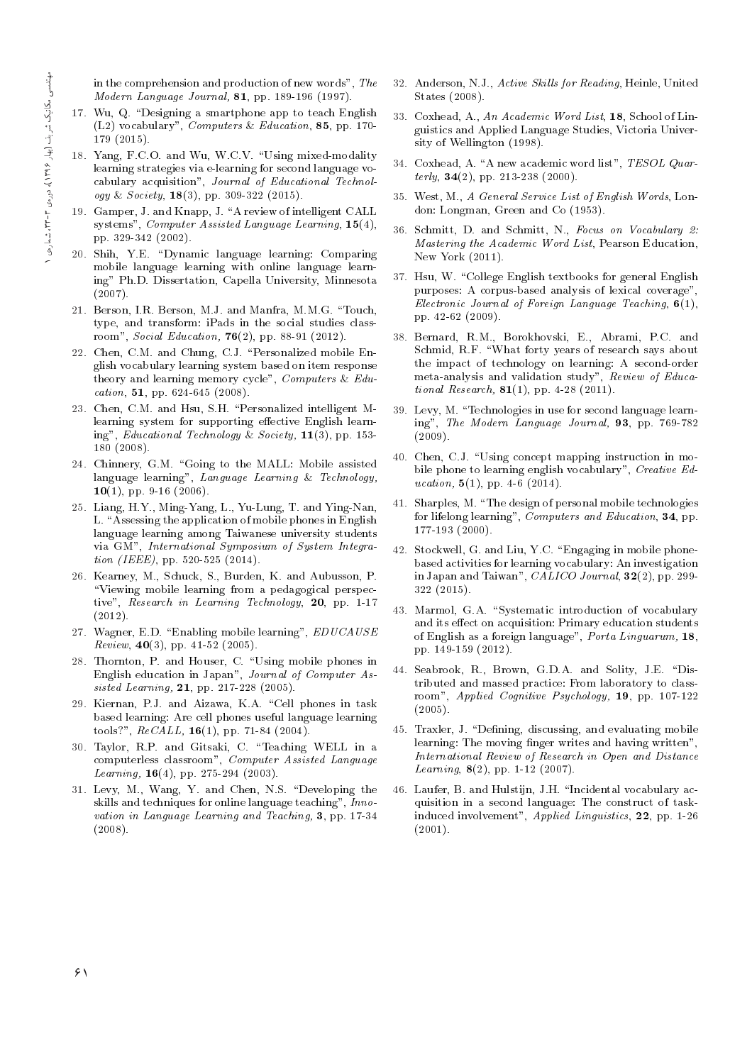in the comprehension and production of new words", *The Modern Language Journal,* **81**, pp. 189-196 (1997).

17. Wu, Q. "Designing a smartphone app to teach English (L2) vocabulary", *Computers & Education*, **85**, pp. 170-179 (2015).

18. Yang, F.C.O. and Wu, W.C.V. "Using mixed-modality learning strategies via e-learning for second language vocabulary acquisition", *Journal of Educational Technology & Society*, **18**(3), pp. 309-322 (2015).

19. Gamper, J. and Knapp, J. "A review of intelligent CALL systems", *Computer Assisted Language Learning*, **15**(4), pp. 329-342 (2002).

20. Shih, Y.E. "Dynamic language learning: Comparing mobile language learning with online language learning" Ph.D. Dissertation, Capella University, Minnesota (2007).

21. Berson, I.R. Berson, M.J. and Manfra, M.M.G. "Touch, type, and transform: iPads in the social studies classroom", *Social Education,* **76**(2), pp. 88-91 (2012).

22. Chen, C.M. and Chung, C.J. "Personalized mobile English vocabulary learning system based on item response theory and learning memory cycle", *Computers & Education*, **51**, pp. 624-645 (2008).

23. Chen, C.M. and Hsu, S.H. "Personalized intelligent M-learning system for supporting effective English learning", *Educational Technology & Society*, **11**(3), pp. 153-180 (2008).

24. Chinnery, G.M. "Going to the MALL: Mobile assisted language learning", *Language Learning & Technology,* **10**(1), pp. 9-16 (2006).

25. Liang, H.Y., Ming-Yang, L., Yu-Lung, T. and Ying-Nan, L. "Assessing the application of mobile phones in English language learning among Taiwanese university students via GM", *International Symposium of System Integration (IEEE)*, pp. 520-525 (2014).

26. Kearney, M., Schuck, S., Burden, K. and Aubusson, P. "Viewing mobile learning from a pedagogical perspective", *Research in Learning Technology*, **20**, pp. 1-17 (2012).

27. Wagner, E.D. "Enabling mobile learning", *EDUCAUSE Review*, **40**(3), pp. 41-52 (2005).

28. Thornton, P. and Houser, C. "Using mobile phones in English education in Japan", *Journal of Computer Assisted Learning,* **21**, pp. 217-228 (2005).

29. Kiernan, P.J. and Aizawa, K.A. "Cell phones in task based learning: Are cell phones useful language learning tools?", *ReCALL,* **16**(1), pp. 71-84 (2004).

30. Taylor, R.P. and Gitsaki, C. "Teaching WELL in a computerless classroom", *Computer Assisted Language Learning,* **16**(4), pp. 275-294 (2003).

31. Levy, M., Wang, Y. and Chen, N.S. "Developing the skills and techniques for online language teaching", *Innovation in Language Learning and Teaching,* **3**, pp. 17-34 (2008).

32. Anderson, N.J., *Active Skills for Reading*, Heinle, United States (2008).

33. Coxhead, A., *An Academic Word List*, **18**, School of Linguistics and Applied Language Studies, Victoria University of Wellington (1998).

34. Coxhead, A. "A new academic word list", *TESOL Quarterly*, **34**(2), pp. 213-238 (2000).

35. West, M., *A General Service List of English Words*, London: Longman, Green and Co (1953).

36. Schmitt, D. and Schmitt, N., *Focus on Vocabulary 2: Mastering the Academic Word List*, Pearson Education, New York (2011).

37. Hsu, W. "College English textbooks for general English purposes: A corpus-based analysis of lexical coverage", *Electronic Journal of Foreign Language Teaching*, **6**(1), pp. 42-62 (2009).

38. Bernard, R.M., Borokhovski, E., Abrami, P.C. and Schmid, R.F. "What forty years of research says about the impact of technology on learning: A second-order meta-analysis and validation study", *Review of Educational Research,* **81**(1), pp. 4-28 (2011).

39. Levy, M. "Technologies in use for second language learning", *The Modern Language Journal,* **93**, pp. 769-782 (2009).

40. Chen, C.J. "Using concept mapping instruction in mobile phone to learning english vocabulary", *Creative Education,* **5**(1), pp. 4-6 (2014).

41. Sharples, M. "The design of personal mobile technologies for lifelong learning", *Computers and Education*, **34**, pp. 177-193 (2000).

42. Stockwell, G. and Liu, Y.C. "Engaging in mobile phone-based activities for learning vocabulary: An investigation in Japan and Taiwan", *CALICO Journal*, **32**(2), pp. 299-322 (2015).

43. Marmol, G.A. "Systematic introduction of vocabulary and its effect on acquisition: Primary education students of English as a foreign language", *Porta Linguarum,* **18**, pp. 149-159 (2012).

44. Seabrook, R., Brown, G.D.A. and Solity, J.E. "Distributed and massed practice: From laboratory to classroom", *Applied Cognitive Psychology,* **19**, pp. 107-122 (2005).

45. Traxler, J. "Defining, discussing, and evaluating mobile learning: The moving finger writes and having written", *International Review of Research in Open and Distance Learning*, **8**(2), pp. 1-12 (2007).

46. Laufer, B. and Hulstijn, J.H. "Incidental vocabulary acquisition in a second language: The construct of task-induced involvement", *Applied Linguistics*, **22**, pp. 1-26 (2001).